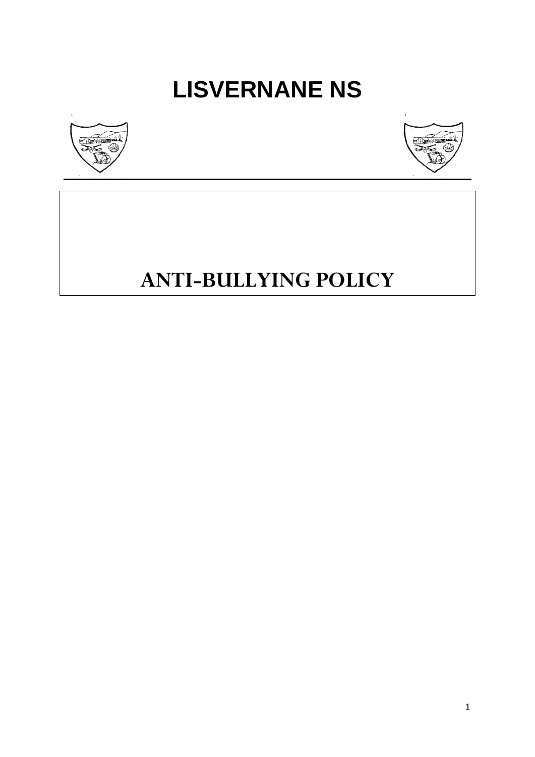# LISVERNANE NS

## ANTI-BULLYING POLICY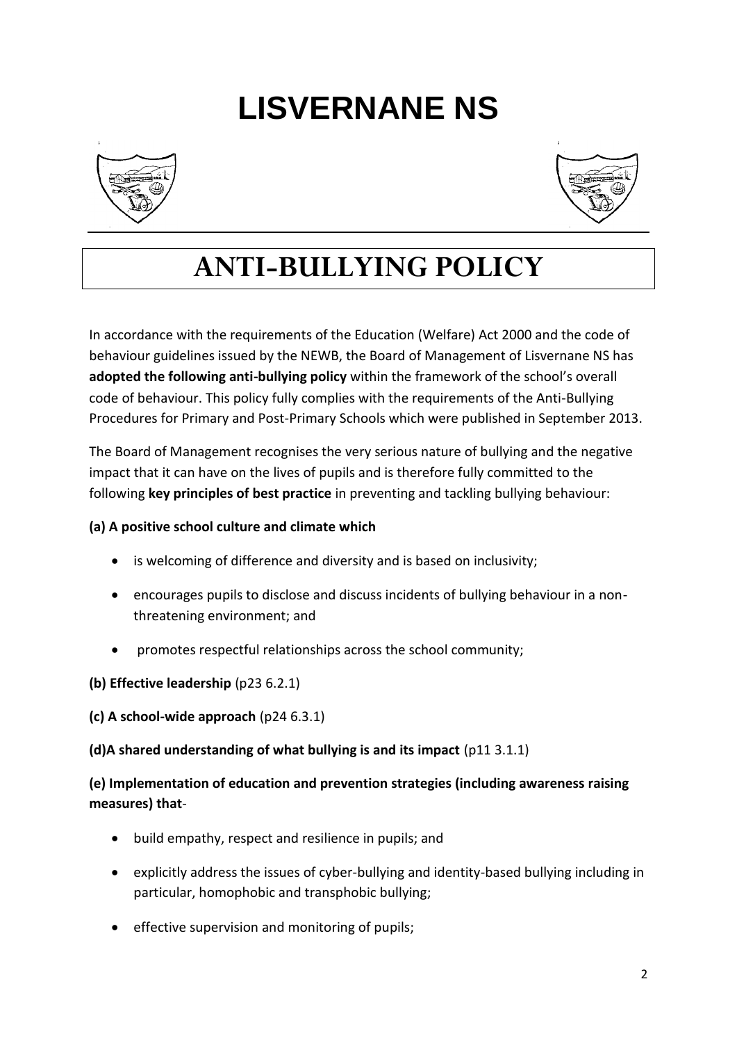# LISVERNANE NS

# ANTI-BULLYING POLICY

In accordance with the requirements of the Education (Welfare) Act 2000 and the code of behaviour guidelines issued by the NEWB, the Board of Management of Lisvernane NS has **adopted the following anti-bullying policy** within the framework of the school's overall code of behaviour. This policy fully complies with the requirements of the Anti-Bullying Procedures for Primary and Post-Primary Schools which were published in September 2013.

The Board of Management recognises the very serious nature of bullying and the negative impact that it can have on the lives of pupils and is therefore fully committed to the following **key principles of best practice** in preventing and tackling bullying behaviour:

**(a) A positive school culture and climate which**

- is welcoming of difference and diversity and is based on inclusivity;
- encourages pupils to disclose and discuss incidents of bullying behaviour in a non-threatening environment; and
- promotes respectful relationships across the school community;

**(b) Effective leadership** (p23 6.2.1)

**(c) A school-wide approach** (p24 6.3.1)

**(d)A shared understanding of what bullying is and its impact** (p11 3.1.1)

**(e) Implementation of education and prevention strategies (including awareness raising measures) that**-

- build empathy, respect and resilience in pupils; and
- explicitly address the issues of cyber-bullying and identity-based bullying including in particular, homophobic and transphobic bullying;
- effective supervision and monitoring of pupils;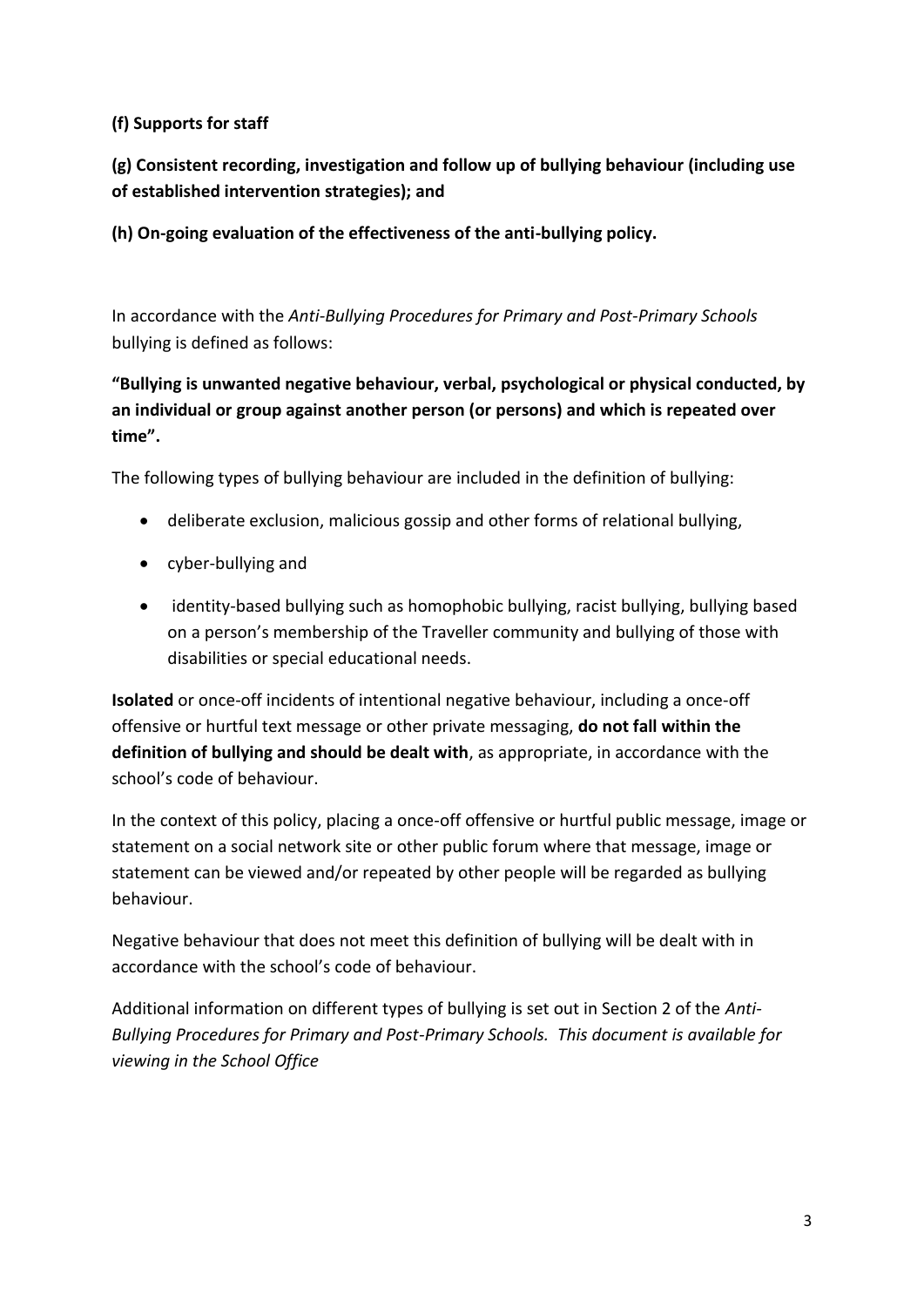**(f) Supports for staff**

**(g) Consistent recording, investigation and follow up of bullying behaviour (including use of established intervention strategies); and**

**(h) On-going evaluation of the effectiveness of the anti-bullying policy.**

In accordance with the *Anti-Bullying Procedures for Primary and Post-Primary Schools* bullying is defined as follows:

**"Bullying is unwanted negative behaviour, verbal, psychological or physical conducted, by an individual or group against another person (or persons) and which is repeated over time".**

The following types of bullying behaviour are included in the definition of bullying:

- deliberate exclusion, malicious gossip and other forms of relational bullying,
- cyber-bullying and
- identity-based bullying such as homophobic bullying, racist bullying, bullying based on a person's membership of the Traveller community and bullying of those with disabilities or special educational needs.

**Isolated** or once-off incidents of intentional negative behaviour, including a once-off offensive or hurtful text message or other private messaging, **do not fall within the definition of bullying and should be dealt with**, as appropriate, in accordance with the school's code of behaviour.

In the context of this policy, placing a once-off offensive or hurtful public message, image or statement on a social network site or other public forum where that message, image or statement can be viewed and/or repeated by other people will be regarded as bullying behaviour.

Negative behaviour that does not meet this definition of bullying will be dealt with in accordance with the school's code of behaviour.

Additional information on different types of bullying is set out in Section 2 of the *Anti-Bullying Procedures for Primary and Post-Primary Schools. This document is available for viewing in the School Office*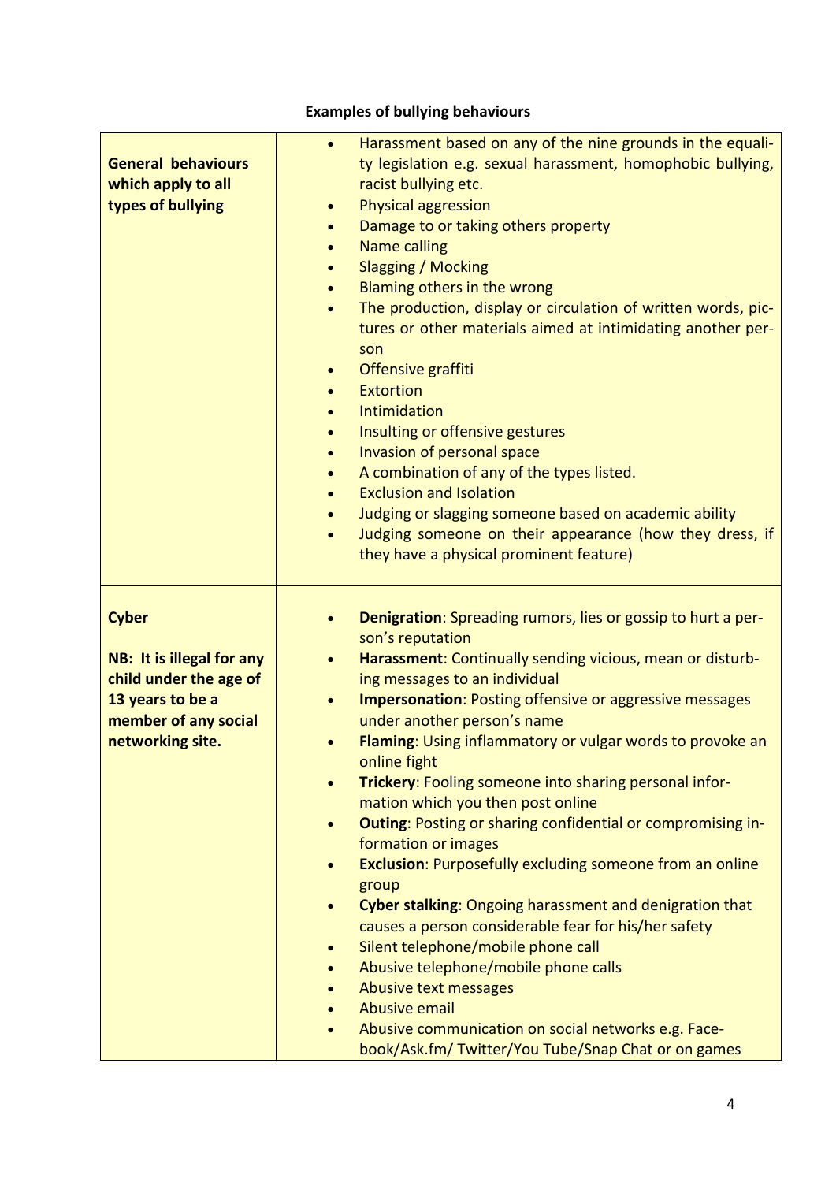**Examples of bullying behaviours**

| | |
|---|---|
| **General behaviours which apply to all types of bullying** | • Harassment based on any of the nine grounds in the equality legislation e.g. sexual harassment, homophobic bullying, racist bullying etc.<br>• Physical aggression<br>• Damage to or taking others property<br>• Name calling<br>• Slagging / Mocking<br>• Blaming others in the wrong<br>• The production, display or circulation of written words, pictures or other materials aimed at intimidating another person<br>• Offensive graffiti<br>• Extortion<br>• Intimidation<br>• Insulting or offensive gestures<br>• Invasion of personal space<br>• A combination of any of the types listed.<br>• Exclusion and Isolation<br>• Judging or slagging someone based on academic ability<br>• Judging someone on their appearance (how they dress, if they have a physical prominent feature) |
| **Cyber**<br><br>**NB: It is illegal for any child under the age of 13 years to be a member of any social networking site.** | • **Denigration**: Spreading rumors, lies or gossip to hurt a person's reputation<br>• **Harassment**: Continually sending vicious, mean or disturbing messages to an individual<br>• **Impersonation**: Posting offensive or aggressive messages under another person's name<br>• **Flaming**: Using inflammatory or vulgar words to provoke an online fight<br>• **Trickery**: Fooling someone into sharing personal information which you then post online<br>• **Outing**: Posting or sharing confidential or compromising information or images<br>• **Exclusion**: Purposefully excluding someone from an online group<br>• **Cyber stalking**: Ongoing harassment and denigration that causes a person considerable fear for his/her safety<br>• Silent telephone/mobile phone call<br>• Abusive telephone/mobile phone calls<br>• Abusive text messages<br>• Abusive email<br>• Abusive communication on social networks e.g. Facebook/Ask.fm/ Twitter/You Tube/Snap Chat or on games |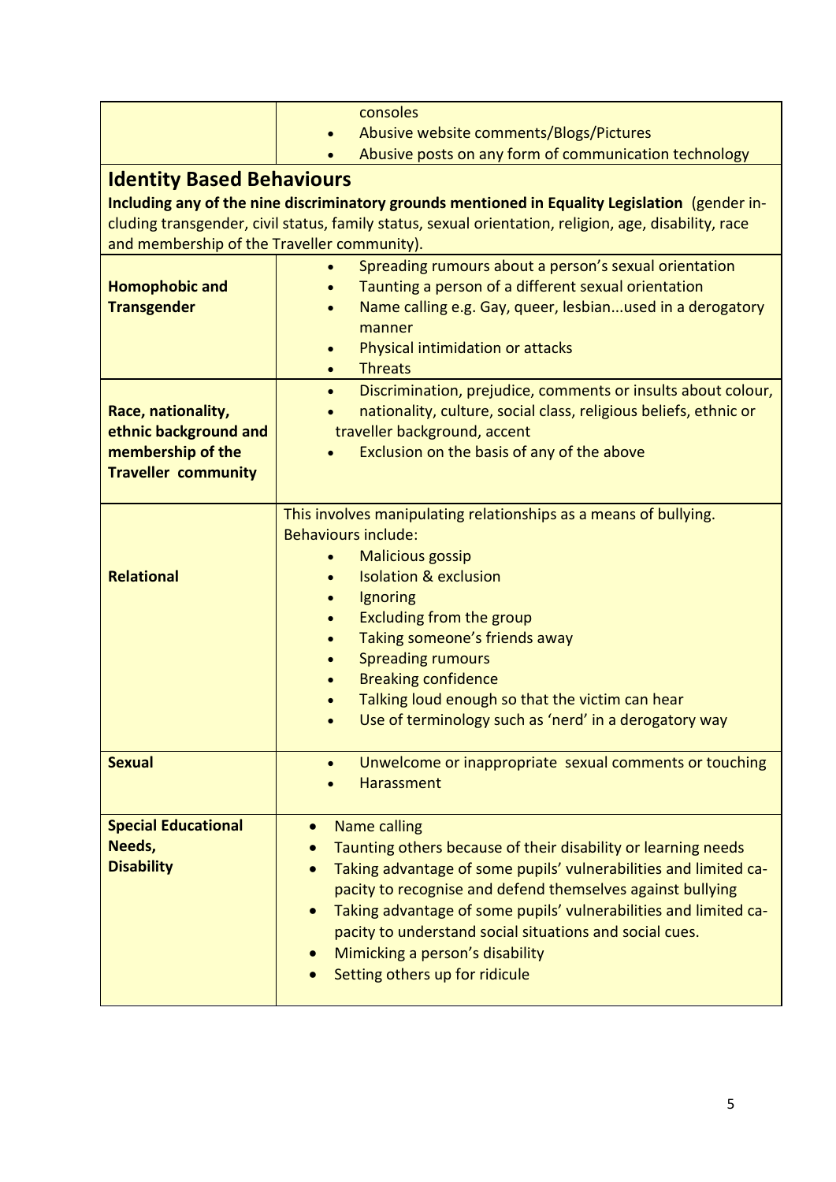| | |
|---|---|
| | consoles<br>• Abusive website comments/Blogs/Pictures<br>• Abusive posts on any form of communication technology |

## Identity Based Behaviours

**Including any of the nine discriminatory grounds mentioned in Equality Legislation** (gender including transgender, civil status, family status, sexual orientation, religion, age, disability, race and membership of the Traveller community).

| | |
|---|---|
| **Homophobic and Transgender** | • Spreading rumours about a person's sexual orientation<br>• Taunting a person of a different sexual orientation<br>• Name calling e.g. Gay, queer, lesbian...used in a derogatory manner<br>• Physical intimidation or attacks<br>• Threats |
| **Race, nationality, ethnic background and membership of the Traveller community** | • Discrimination, prejudice, comments or insults about colour,<br>• nationality, culture, social class, religious beliefs, ethnic or traveller background, accent<br>• Exclusion on the basis of any of the above |
| **Relational** | This involves manipulating relationships as a means of bullying. Behaviours include:<br>• Malicious gossip<br>• Isolation & exclusion<br>• Ignoring<br>• Excluding from the group<br>• Taking someone's friends away<br>• Spreading rumours<br>• Breaking confidence<br>• Talking loud enough so that the victim can hear<br>• Use of terminology such as 'nerd' in a derogatory way |
| **Sexual** | • Unwelcome or inappropriate sexual comments or touching<br>• Harassment |
| **Special Educational Needs, Disability** | • Name calling<br>• Taunting others because of their disability or learning needs<br>• Taking advantage of some pupils' vulnerabilities and limited capacity to recognise and defend themselves against bullying<br>• Taking advantage of some pupils' vulnerabilities and limited capacity to understand social situations and social cues.<br>• Mimicking a person's disability<br>• Setting others up for ridicule |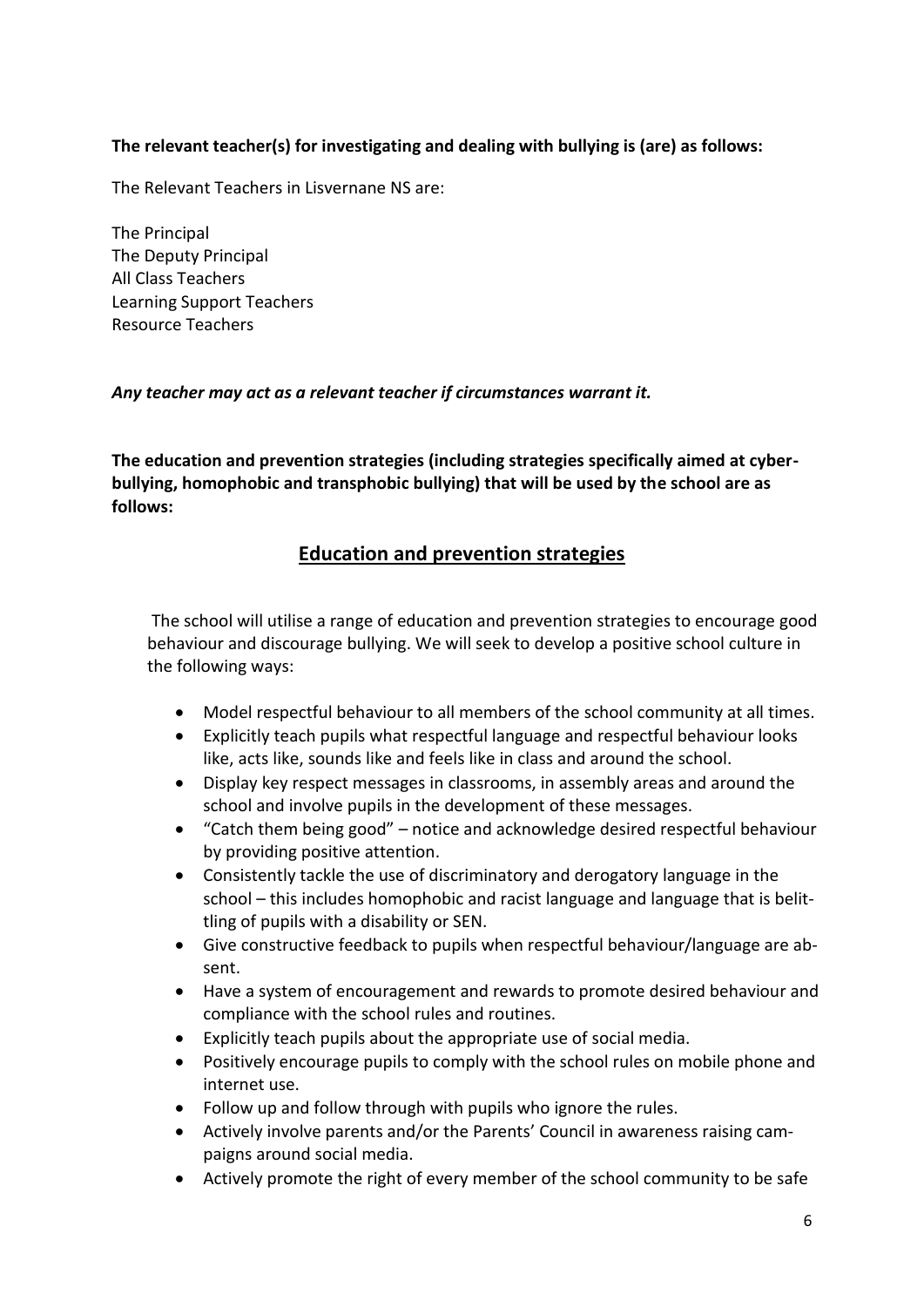**The relevant teacher(s) for investigating and dealing with bullying is (are) as follows:**

The Relevant Teachers in Lisvernane NS are:

The Principal
The Deputy Principal
All Class Teachers
Learning Support Teachers
Resource Teachers

***Any teacher may act as a relevant teacher if circumstances warrant it.***

**The education and prevention strategies (including strategies specifically aimed at cyber-bullying, homophobic and transphobic bullying) that will be used by the school are as follows:**

## Education and prevention strategies

The school will utilise a range of education and prevention strategies to encourage good behaviour and discourage bullying. We will seek to develop a positive school culture in the following ways:

- Model respectful behaviour to all members of the school community at all times.
- Explicitly teach pupils what respectful language and respectful behaviour looks like, acts like, sounds like and feels like in class and around the school.
- Display key respect messages in classrooms, in assembly areas and around the school and involve pupils in the development of these messages.
- "Catch them being good" – notice and acknowledge desired respectful behaviour by providing positive attention.
- Consistently tackle the use of discriminatory and derogatory language in the school – this includes homophobic and racist language and language that is belittling of pupils with a disability or SEN.
- Give constructive feedback to pupils when respectful behaviour/language are absent.
- Have a system of encouragement and rewards to promote desired behaviour and compliance with the school rules and routines.
- Explicitly teach pupils about the appropriate use of social media.
- Positively encourage pupils to comply with the school rules on mobile phone and internet use.
- Follow up and follow through with pupils who ignore the rules.
- Actively involve parents and/or the Parents' Council in awareness raising campaigns around social media.
- Actively promote the right of every member of the school community to be safe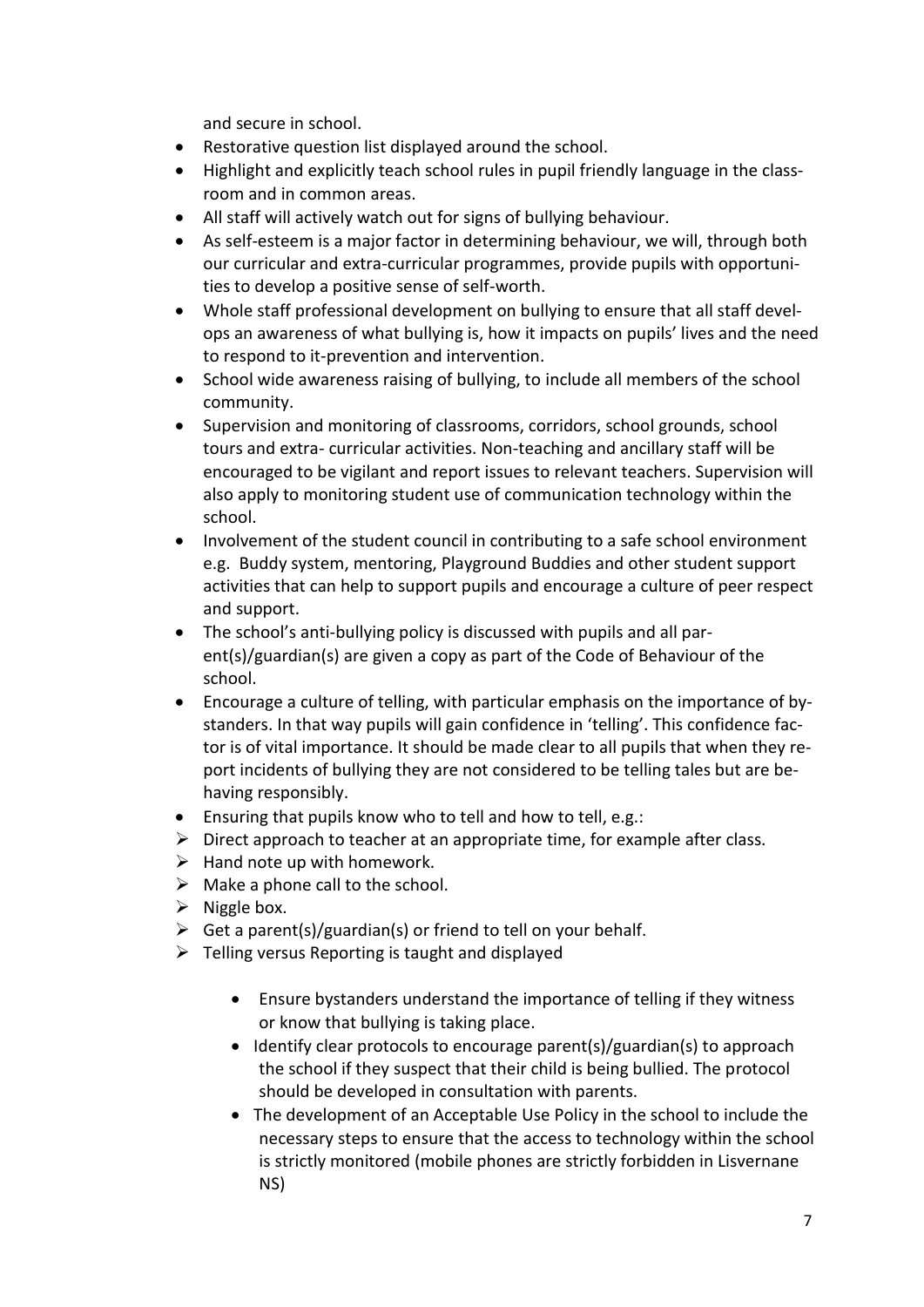and secure in school.

- Restorative question list displayed around the school.
- Highlight and explicitly teach school rules in pupil friendly language in the classroom and in common areas.
- All staff will actively watch out for signs of bullying behaviour.
- As self-esteem is a major factor in determining behaviour, we will, through both our curricular and extra-curricular programmes, provide pupils with opportunities to develop a positive sense of self-worth.
- Whole staff professional development on bullying to ensure that all staff develops an awareness of what bullying is, how it impacts on pupils' lives and the need to respond to it-prevention and intervention.
- School wide awareness raising of bullying, to include all members of the school community.
- Supervision and monitoring of classrooms, corridors, school grounds, school tours and extra- curricular activities. Non-teaching and ancillary staff will be encouraged to be vigilant and report issues to relevant teachers. Supervision will also apply to monitoring student use of communication technology within the school.
- Involvement of the student council in contributing to a safe school environment e.g. Buddy system, mentoring, Playground Buddies and other student support activities that can help to support pupils and encourage a culture of peer respect and support.
- The school's anti-bullying policy is discussed with pupils and all parent(s)/guardian(s) are given a copy as part of the Code of Behaviour of the school.
- Encourage a culture of telling, with particular emphasis on the importance of bystanders. In that way pupils will gain confidence in 'telling'. This confidence factor is of vital importance. It should be made clear to all pupils that when they report incidents of bullying they are not considered to be telling tales but are behaving responsibly.
- Ensuring that pupils know who to tell and how to tell, e.g.:
  - Direct approach to teacher at an appropriate time, for example after class.
  - Hand note up with homework.
  - Make a phone call to the school.
  - Niggle box.
  - Get a parent(s)/guardian(s) or friend to tell on your behalf.
  - Telling versus Reporting is taught and displayed

    - Ensure bystanders understand the importance of telling if they witness or know that bullying is taking place.
    - Identify clear protocols to encourage parent(s)/guardian(s) to approach the school if they suspect that their child is being bullied. The protocol should be developed in consultation with parents.
    - The development of an Acceptable Use Policy in the school to include the necessary steps to ensure that the access to technology within the school is strictly monitored (mobile phones are strictly forbidden in Lisvernane NS)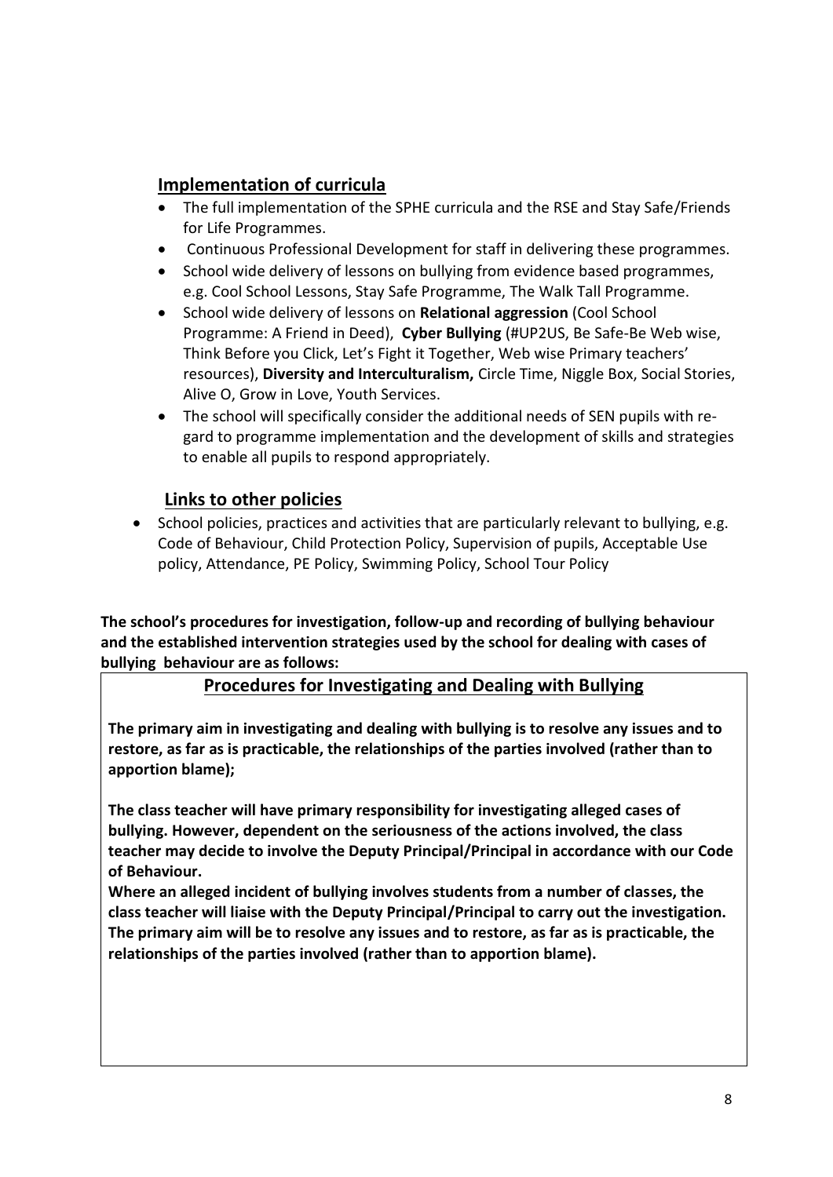## Implementation of curricula

- The full implementation of the SPHE curricula and the RSE and Stay Safe/Friends for Life Programmes.
- Continuous Professional Development for staff in delivering these programmes.
- School wide delivery of lessons on bullying from evidence based programmes, e.g. Cool School Lessons, Stay Safe Programme, The Walk Tall Programme.
- School wide delivery of lessons on **Relational aggression** (Cool School Programme: A Friend in Deed), **Cyber Bullying** (#UP2US, Be Safe-Be Web wise, Think Before you Click, Let's Fight it Together, Web wise Primary teachers' resources), **Diversity and Interculturalism,** Circle Time, Niggle Box, Social Stories, Alive O, Grow in Love, Youth Services.
- The school will specifically consider the additional needs of SEN pupils with regard to programme implementation and the development of skills and strategies to enable all pupils to respond appropriately.

## Links to other policies

- School policies, practices and activities that are particularly relevant to bullying, e.g. Code of Behaviour, Child Protection Policy, Supervision of pupils, Acceptable Use policy, Attendance, PE Policy, Swimming Policy, School Tour Policy

**The school's procedures for investigation, follow-up and recording of bullying behaviour and the established intervention strategies used by the school for dealing with cases of bullying behaviour are as follows:**

## Procedures for Investigating and Dealing with Bullying

**The primary aim in investigating and dealing with bullying is to resolve any issues and to restore, as far as is practicable, the relationships of the parties involved (rather than to apportion blame);**

**The class teacher will have primary responsibility for investigating alleged cases of bullying. However, dependent on the seriousness of the actions involved, the class teacher may decide to involve the Deputy Principal/Principal in accordance with our Code of Behaviour.**

**Where an alleged incident of bullying involves students from a number of classes, the class teacher will liaise with the Deputy Principal/Principal to carry out the investigation. The primary aim will be to resolve any issues and to restore, as far as is practicable, the relationships of the parties involved (rather than to apportion blame).**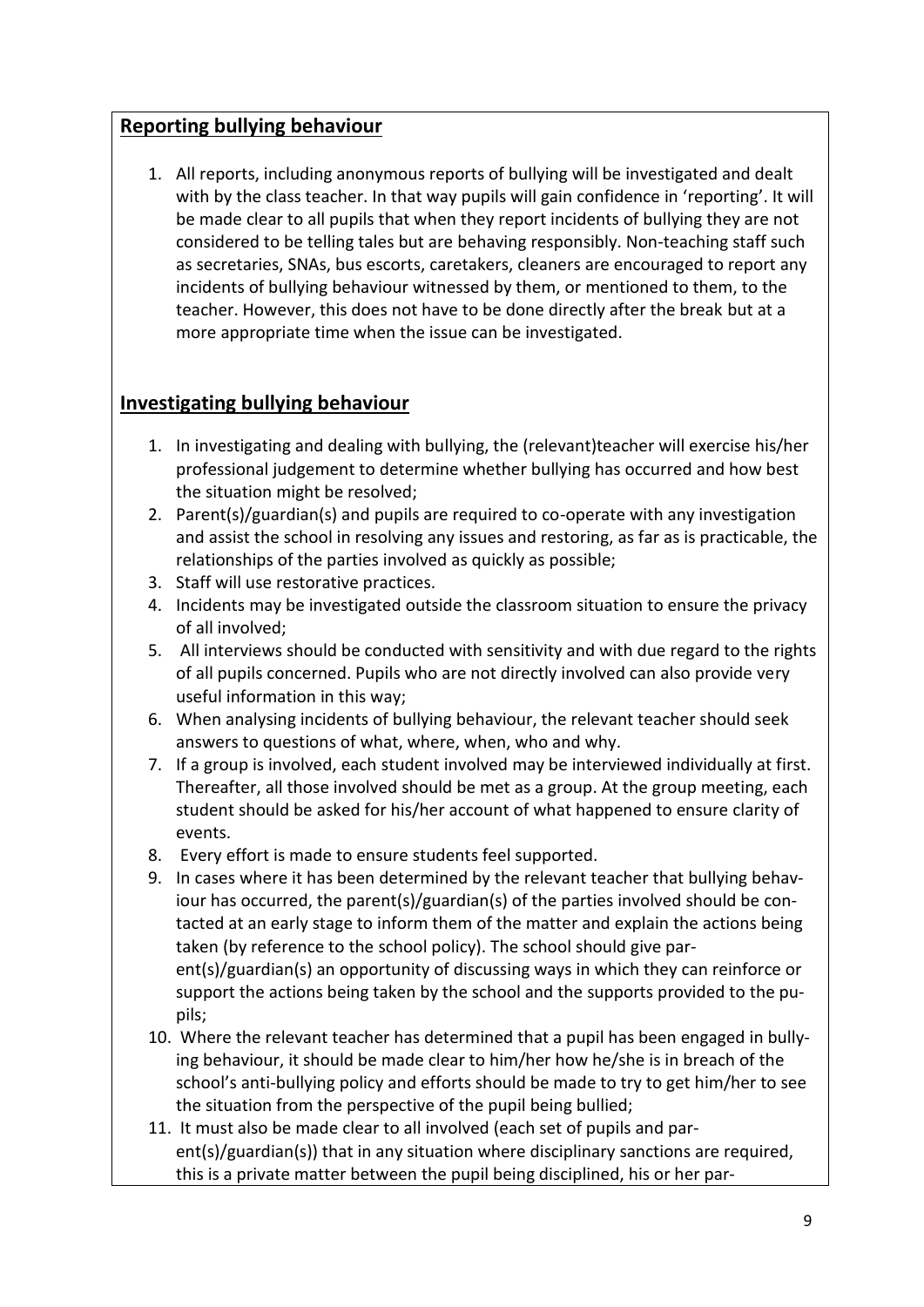## Reporting bullying behaviour

1. All reports, including anonymous reports of bullying will be investigated and dealt with by the class teacher. In that way pupils will gain confidence in 'reporting'. It will be made clear to all pupils that when they report incidents of bullying they are not considered to be telling tales but are behaving responsibly. Non-teaching staff such as secretaries, SNAs, bus escorts, caretakers, cleaners are encouraged to report any incidents of bullying behaviour witnessed by them, or mentioned to them, to the teacher. However, this does not have to be done directly after the break but at a more appropriate time when the issue can be investigated.

## Investigating bullying behaviour

1. In investigating and dealing with bullying, the (relevant)teacher will exercise his/her professional judgement to determine whether bullying has occurred and how best the situation might be resolved;
2. Parent(s)/guardian(s) and pupils are required to co-operate with any investigation and assist the school in resolving any issues and restoring, as far as is practicable, the relationships of the parties involved as quickly as possible;
3. Staff will use restorative practices.
4. Incidents may be investigated outside the classroom situation to ensure the privacy of all involved;
5. All interviews should be conducted with sensitivity and with due regard to the rights of all pupils concerned. Pupils who are not directly involved can also provide very useful information in this way;
6. When analysing incidents of bullying behaviour, the relevant teacher should seek answers to questions of what, where, when, who and why.
7. If a group is involved, each student involved may be interviewed individually at first. Thereafter, all those involved should be met as a group. At the group meeting, each student should be asked for his/her account of what happened to ensure clarity of events.
8. Every effort is made to ensure students feel supported.
9. In cases where it has been determined by the relevant teacher that bullying behaviour has occurred, the parent(s)/guardian(s) of the parties involved should be contacted at an early stage to inform them of the matter and explain the actions being taken (by reference to the school policy). The school should give parent(s)/guardian(s) an opportunity of discussing ways in which they can reinforce or support the actions being taken by the school and the supports provided to the pupils;
10. Where the relevant teacher has determined that a pupil has been engaged in bullying behaviour, it should be made clear to him/her how he/she is in breach of the school's anti-bullying policy and efforts should be made to try to get him/her to see the situation from the perspective of the pupil being bullied;
11. It must also be made clear to all involved (each set of pupils and parent(s)/guardian(s)) that in any situation where disciplinary sanctions are required, this is a private matter between the pupil being disciplined, his or her par-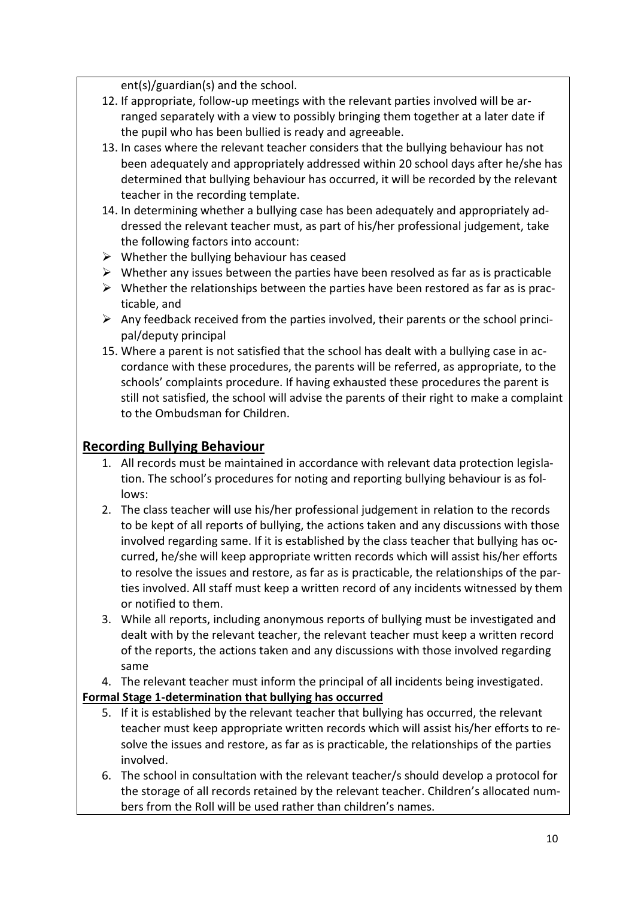ent(s)/guardian(s) and the school.

12. If appropriate, follow-up meetings with the relevant parties involved will be arranged separately with a view to possibly bringing them together at a later date if the pupil who has been bullied is ready and agreeable.
13. In cases where the relevant teacher considers that the bullying behaviour has not been adequately and appropriately addressed within 20 school days after he/she has determined that bullying behaviour has occurred, it will be recorded by the relevant teacher in the recording template.
14. In determining whether a bullying case has been adequately and appropriately addressed the relevant teacher must, as part of his/her professional judgement, take the following factors into account:

- Whether the bullying behaviour has ceased
- Whether any issues between the parties have been resolved as far as is practicable
- Whether the relationships between the parties have been restored as far as is practicable, and
- Any feedback received from the parties involved, their parents or the school principal/deputy principal

15. Where a parent is not satisfied that the school has dealt with a bullying case in accordance with these procedures, the parents will be referred, as appropriate, to the schools' complaints procedure. If having exhausted these procedures the parent is still not satisfied, the school will advise the parents of their right to make a complaint to the Ombudsman for Children.

## Recording Bullying Behaviour

1. All records must be maintained in accordance with relevant data protection legislation. The school's procedures for noting and reporting bullying behaviour is as follows:
2. The class teacher will use his/her professional judgement in relation to the records to be kept of all reports of bullying, the actions taken and any discussions with those involved regarding same. If it is established by the class teacher that bullying has occurred, he/she will keep appropriate written records which will assist his/her efforts to resolve the issues and restore, as far as is practicable, the relationships of the parties involved. All staff must keep a written record of any incidents witnessed by them or notified to them.
3. While all reports, including anonymous reports of bullying must be investigated and dealt with by the relevant teacher, the relevant teacher must keep a written record of the reports, the actions taken and any discussions with those involved regarding same
4. The relevant teacher must inform the principal of all incidents being investigated.

**Formal Stage 1-determination that bullying has occurred**

5. If it is established by the relevant teacher that bullying has occurred, the relevant teacher must keep appropriate written records which will assist his/her efforts to resolve the issues and restore, as far as is practicable, the relationships of the parties involved.
6. The school in consultation with the relevant teacher/s should develop a protocol for the storage of all records retained by the relevant teacher. Children's allocated numbers from the Roll will be used rather than children's names.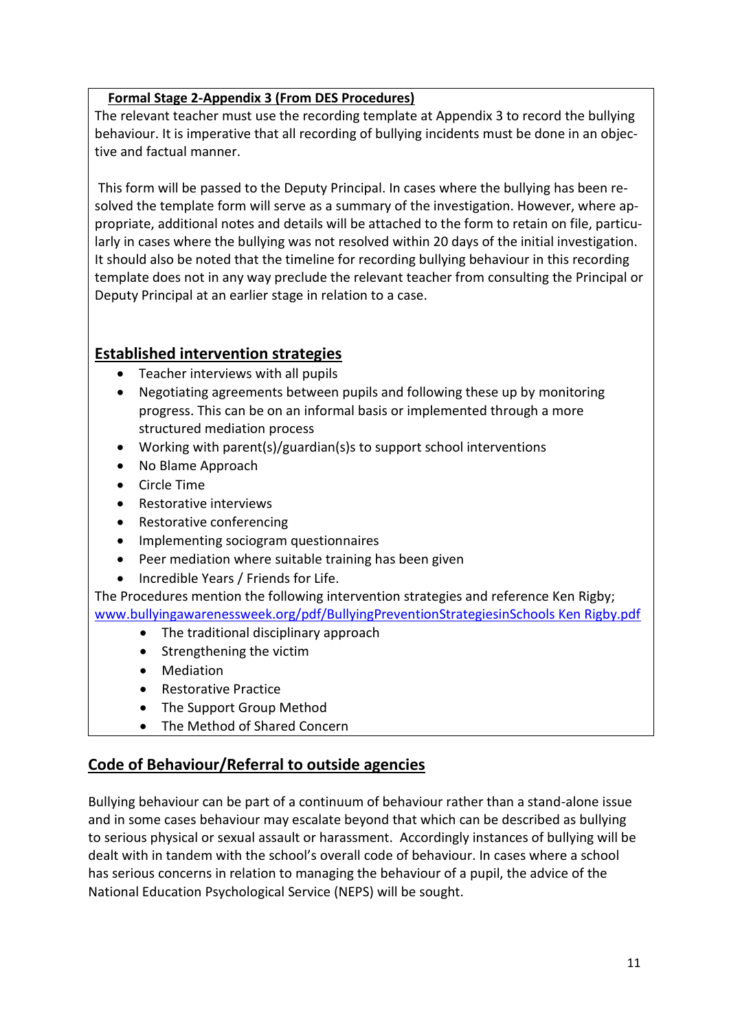**Formal Stage 2-Appendix 3 (From DES Procedures)**

The relevant teacher must use the recording template at Appendix 3 to record the bullying behaviour. It is imperative that all recording of bullying incidents must be done in an objective and factual manner.

This form will be passed to the Deputy Principal. In cases where the bullying has been resolved the template form will serve as a summary of the investigation. However, where appropriate, additional notes and details will be attached to the form to retain on file, particularly in cases where the bullying was not resolved within 20 days of the initial investigation. It should also be noted that the timeline for recording bullying behaviour in this recording template does not in any way preclude the relevant teacher from consulting the Principal or Deputy Principal at an earlier stage in relation to a case.

## Established intervention strategies

- Teacher interviews with all pupils
- Negotiating agreements between pupils and following these up by monitoring progress. This can be on an informal basis or implemented through a more structured mediation process
- Working with parent(s)/guardian(s)s to support school interventions
- No Blame Approach
- Circle Time
- Restorative interviews
- Restorative conferencing
- Implementing sociogram questionnaires
- Peer mediation where suitable training has been given
- Incredible Years / Friends for Life.

The Procedures mention the following intervention strategies and reference Ken Rigby; www.bullyingawarenessweek.org/pdf/BullyingPreventionStrategiesinSchools Ken Rigby.pdf

- The traditional disciplinary approach
- Strengthening the victim
- Mediation
- Restorative Practice
- The Support Group Method
- The Method of Shared Concern

## Code of Behaviour/Referral to outside agencies

Bullying behaviour can be part of a continuum of behaviour rather than a stand-alone issue and in some cases behaviour may escalate beyond that which can be described as bullying to serious physical or sexual assault or harassment. Accordingly instances of bullying will be dealt with in tandem with the school's overall code of behaviour. In cases where a school has serious concerns in relation to managing the behaviour of a pupil, the advice of the National Education Psychological Service (NEPS) will be sought.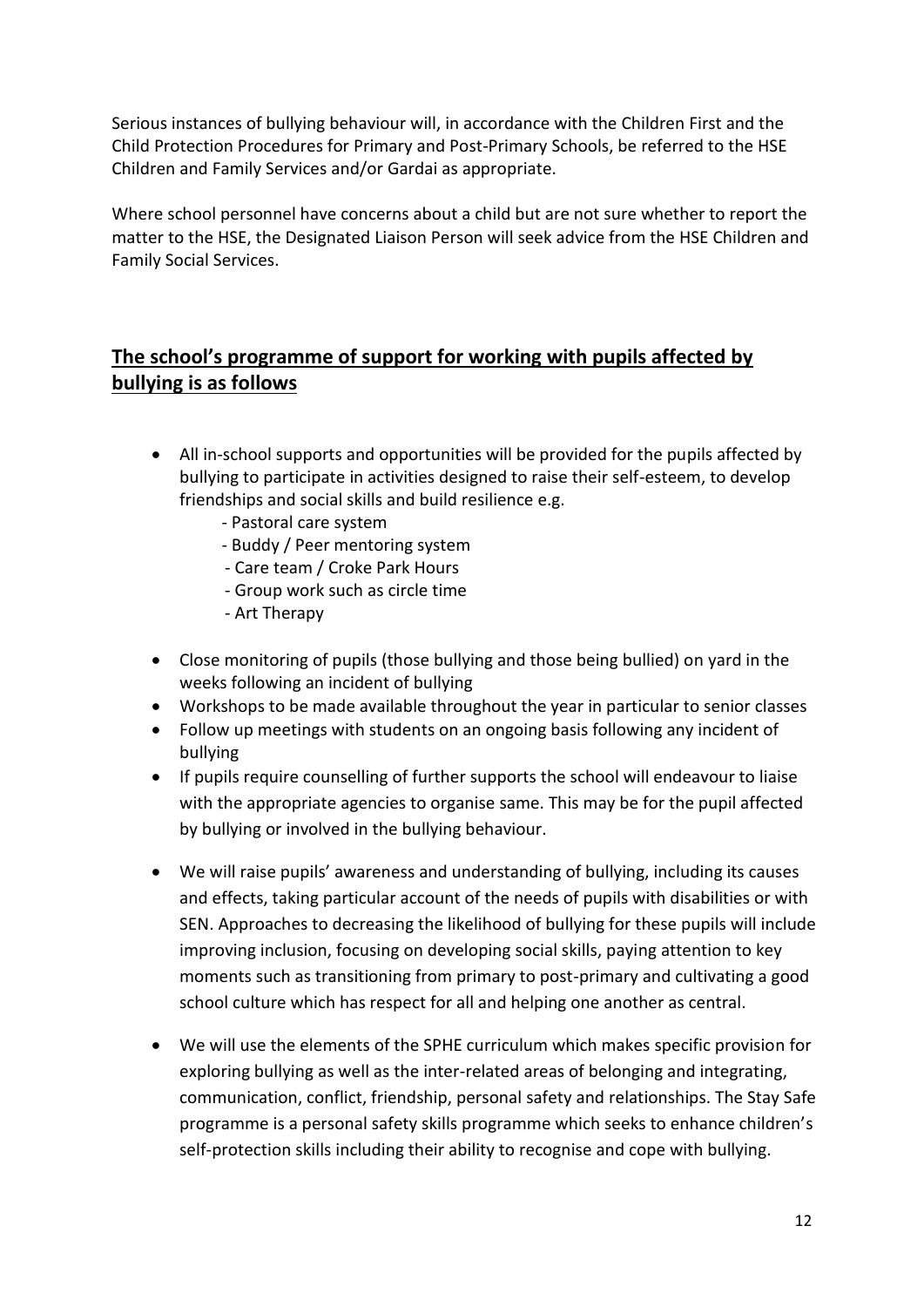Serious instances of bullying behaviour will, in accordance with the Children First and the Child Protection Procedures for Primary and Post-Primary Schools, be referred to the HSE Children and Family Services and/or Gardai as appropriate.

Where school personnel have concerns about a child but are not sure whether to report the matter to the HSE, the Designated Liaison Person will seek advice from the HSE Children and Family Social Services.

## **<u>The school's programme of support for working with pupils affected by bullying is as follows</u>**

- All in-school supports and opportunities will be provided for the pupils affected by bullying to participate in activities designed to raise their self-esteem, to develop friendships and social skills and build resilience e.g.
  - Pastoral care system
  - Buddy / Peer mentoring system
  - Care team / Croke Park Hours
  - Group work such as circle time
  - Art Therapy
- Close monitoring of pupils (those bullying and those being bullied) on yard in the weeks following an incident of bullying
- Workshops to be made available throughout the year in particular to senior classes
- Follow up meetings with students on an ongoing basis following any incident of bullying
- If pupils require counselling of further supports the school will endeavour to liaise with the appropriate agencies to organise same. This may be for the pupil affected by bullying or involved in the bullying behaviour.
- We will raise pupils' awareness and understanding of bullying, including its causes and effects, taking particular account of the needs of pupils with disabilities or with SEN. Approaches to decreasing the likelihood of bullying for these pupils will include improving inclusion, focusing on developing social skills, paying attention to key moments such as transitioning from primary to post-primary and cultivating a good school culture which has respect for all and helping one another as central.
- We will use the elements of the SPHE curriculum which makes specific provision for exploring bullying as well as the inter-related areas of belonging and integrating, communication, conflict, friendship, personal safety and relationships. The Stay Safe programme is a personal safety skills programme which seeks to enhance children's self-protection skills including their ability to recognise and cope with bullying.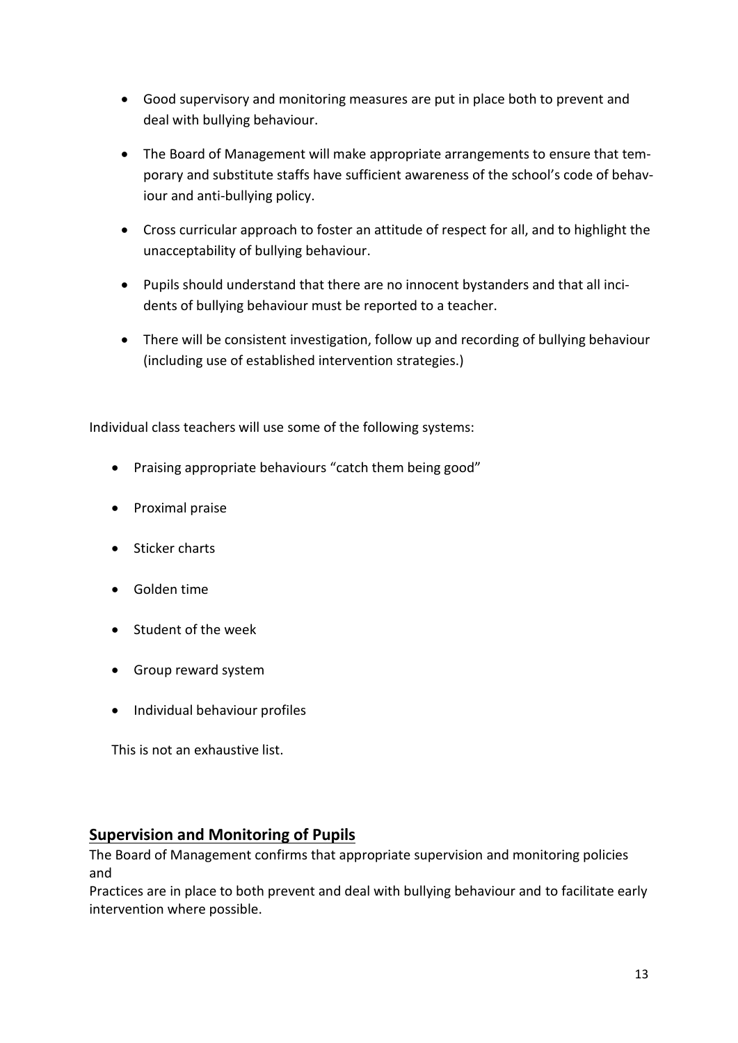- Good supervisory and monitoring measures are put in place both to prevent and deal with bullying behaviour.
- The Board of Management will make appropriate arrangements to ensure that temporary and substitute staffs have sufficient awareness of the school's code of behaviour and anti-bullying policy.
- Cross curricular approach to foster an attitude of respect for all, and to highlight the unacceptability of bullying behaviour.
- Pupils should understand that there are no innocent bystanders and that all incidents of bullying behaviour must be reported to a teacher.
- There will be consistent investigation, follow up and recording of bullying behaviour (including use of established intervention strategies.)

Individual class teachers will use some of the following systems:

- Praising appropriate behaviours "catch them being good"
- Proximal praise
- Sticker charts
- Golden time
- Student of the week
- Group reward system
- Individual behaviour profiles

This is not an exhaustive list.

## Supervision and Monitoring of Pupils

The Board of Management confirms that appropriate supervision and monitoring policies and
Practices are in place to both prevent and deal with bullying behaviour and to facilitate early intervention where possible.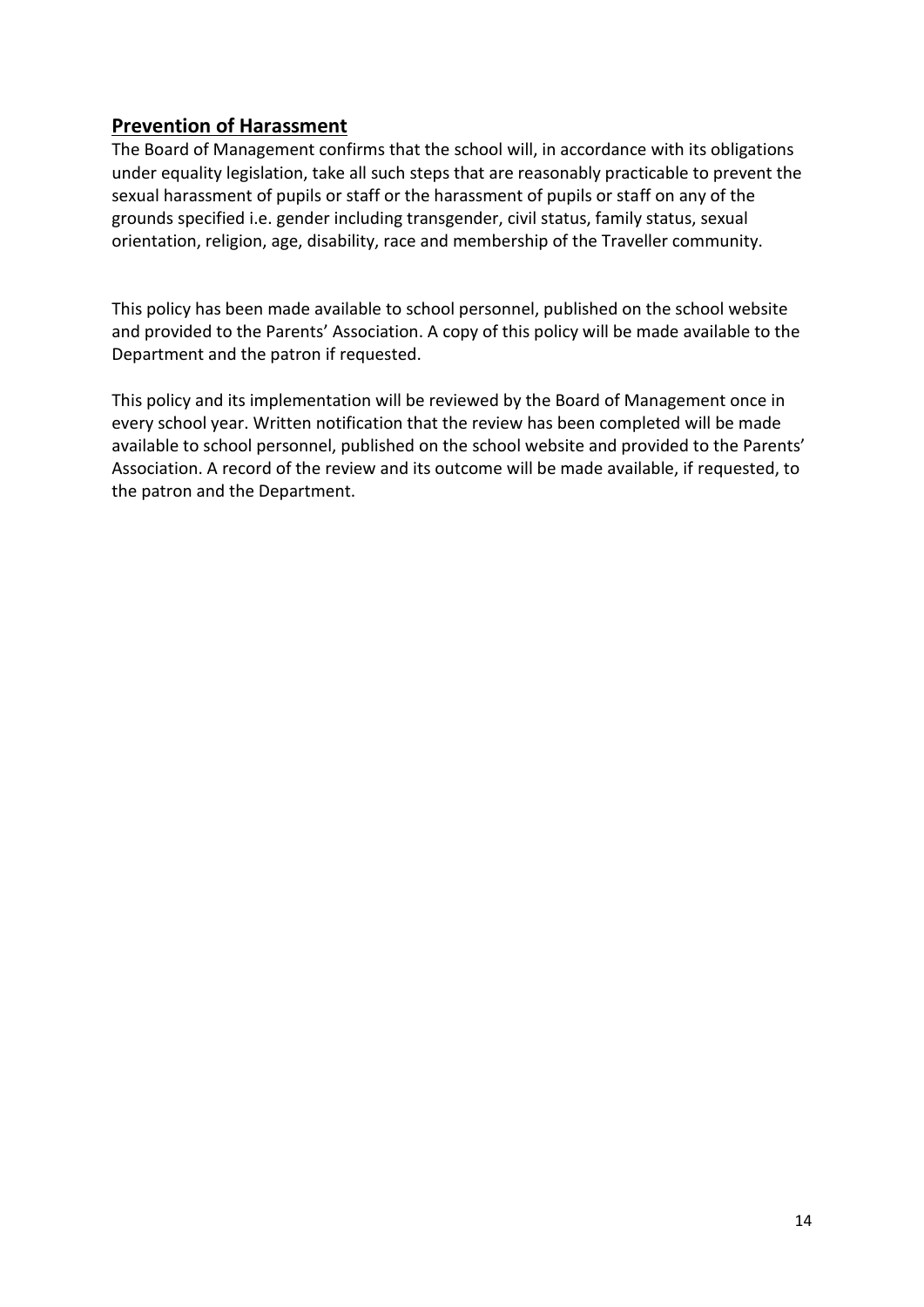## Prevention of Harassment

The Board of Management confirms that the school will, in accordance with its obligations under equality legislation, take all such steps that are reasonably practicable to prevent the sexual harassment of pupils or staff or the harassment of pupils or staff on any of the grounds specified i.e. gender including transgender, civil status, family status, sexual orientation, religion, age, disability, race and membership of the Traveller community.

This policy has been made available to school personnel, published on the school website and provided to the Parents' Association. A copy of this policy will be made available to the Department and the patron if requested.

This policy and its implementation will be reviewed by the Board of Management once in every school year. Written notification that the review has been completed will be made available to school personnel, published on the school website and provided to the Parents' Association. A record of the review and its outcome will be made available, if requested, to the patron and the Department.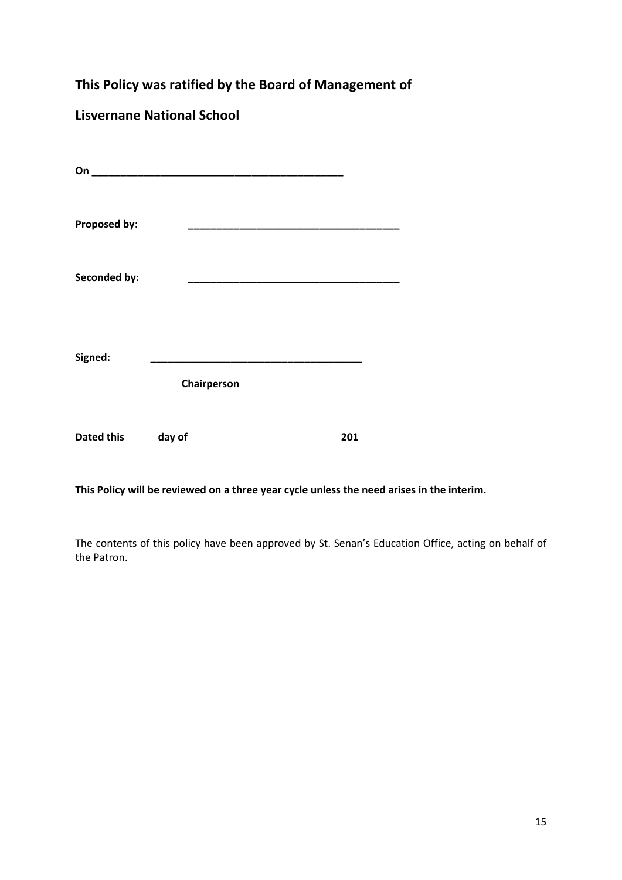**This Policy was ratified by the Board of Management of**

**Lisvernane National School**

**On ___________________________________________**

**Proposed by:** _____________________________________

**Seconded by:** _____________________________________

**Signed:** _____________________________________

**Chairperson**

**Dated this day of 201**

**This Policy will be reviewed on a three year cycle unless the need arises in the interim.**

The contents of this policy have been approved by St. Senan's Education Office, acting on behalf of the Patron.